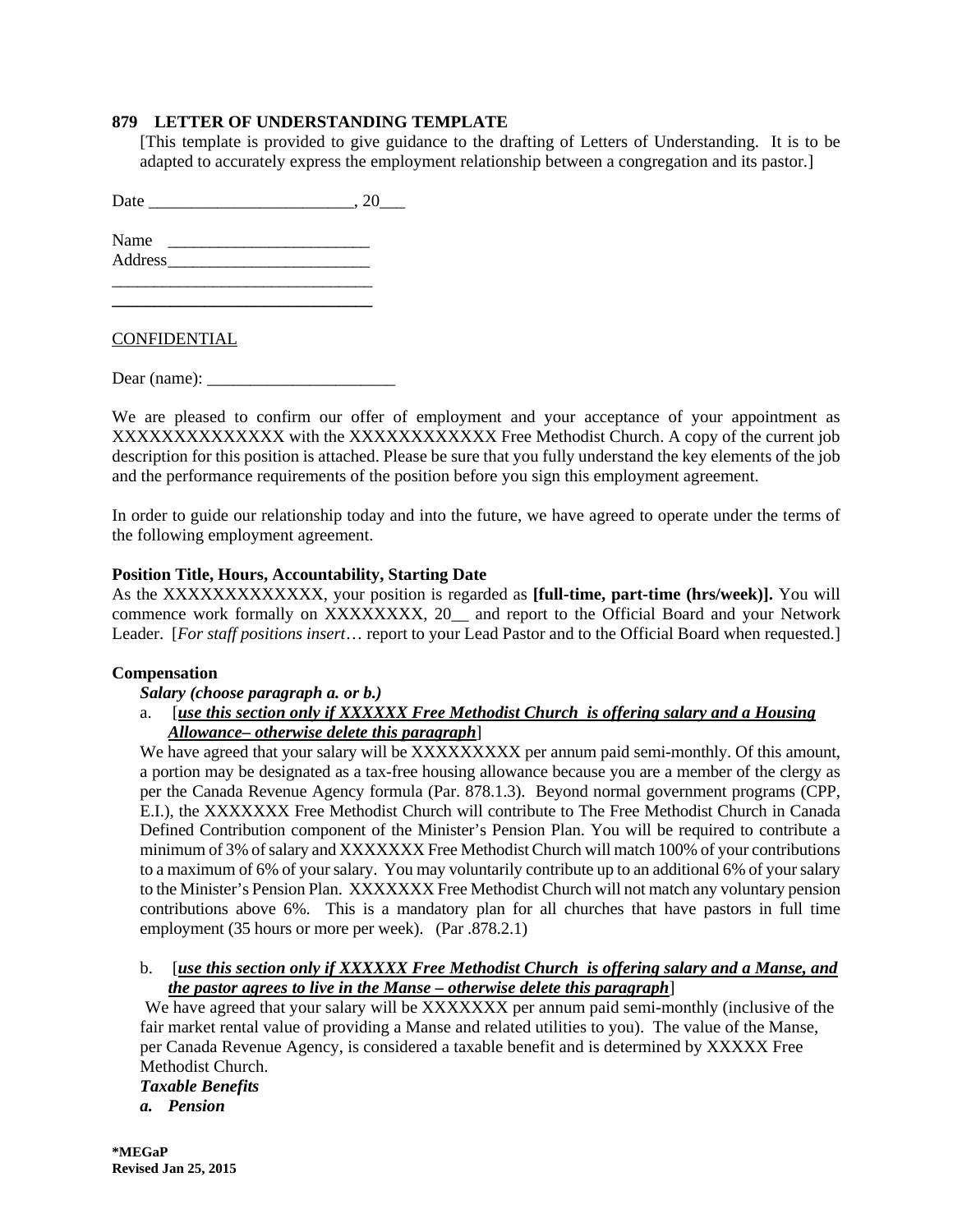## 879 LETTER OF UNDERSTANDING TEMPLATE

[This template is provided to give guidance to the drafting of Letters of Understanding. It is to be adapted to accurately express the employment relationship between a congregation and its pastor.]

Date ________________________, 20___

Name ________________________
Address________________________
______________________________
______________________________

CONFIDENTIAL

Dear (name): ______________________

We are pleased to confirm our offer of employment and your acceptance of your appointment as XXXXXXXXXXXXXX with the XXXXXXXXXXXX Free Methodist Church. A copy of the current job description for this position is attached. Please be sure that you fully understand the key elements of the job and the performance requirements of the position before you sign this employment agreement.

In order to guide our relationship today and into the future, we have agreed to operate under the terms of the following employment agreement.

**Position Title, Hours, Accountability, Starting Date**

As the XXXXXXXXXXXXX, your position is regarded as **[full-time, part-time (hrs/week)].** You will commence work formally on XXXXXXXX, 20__ and report to the Official Board and your Network Leader. [*For staff positions insert*… report to your Lead Pastor and to the Official Board when requested.]

**Compensation**

***Salary (choose paragraph a. or b.)***

a. [***use this section only if XXXXXX Free Methodist Church is offering salary and a Housing Allowance– otherwise delete this paragraph***]

We have agreed that your salary will be XXXXXXXXX per annum paid semi-monthly. Of this amount, a portion may be designated as a tax-free housing allowance because you are a member of the clergy as per the Canada Revenue Agency formula (Par. 878.1.3). Beyond normal government programs (CPP, E.I.), the XXXXXXX Free Methodist Church will contribute to The Free Methodist Church in Canada Defined Contribution component of the Minister's Pension Plan. You will be required to contribute a minimum of 3% of salary and XXXXXXX Free Methodist Church will match 100% of your contributions to a maximum of 6% of your salary. You may voluntarily contribute up to an additional 6% of your salary to the Minister's Pension Plan. XXXXXXX Free Methodist Church will not match any voluntary pension contributions above 6%. This is a mandatory plan for all churches that have pastors in full time employment (35 hours or more per week). (Par .878.2.1)

b. [***use this section only if XXXXXX Free Methodist Church is offering salary and a Manse, and the pastor agrees to live in the Manse – otherwise delete this paragraph***]

We have agreed that your salary will be XXXXXXX per annum paid semi-monthly (inclusive of the fair market rental value of providing a Manse and related utilities to you). The value of the Manse, per Canada Revenue Agency, is considered a taxable benefit and is determined by XXXXX Free Methodist Church.

***Taxable Benefits***

***a. Pension***

**\*MEGaP**
**Revised Jan 25, 2015**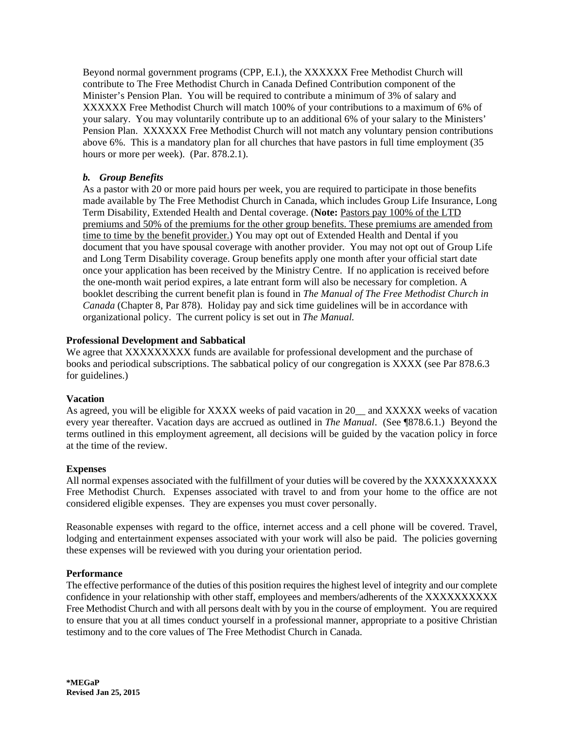Beyond normal government programs (CPP, E.I.), the XXXXXX Free Methodist Church will contribute to The Free Methodist Church in Canada Defined Contribution component of the Minister's Pension Plan. You will be required to contribute a minimum of 3% of salary and XXXXXX Free Methodist Church will match 100% of your contributions to a maximum of 6% of your salary. You may voluntarily contribute up to an additional 6% of your salary to the Ministers' Pension Plan. XXXXXX Free Methodist Church will not match any voluntary pension contributions above 6%. This is a mandatory plan for all churches that have pastors in full time employment (35 hours or more per week). (Par. 878.2.1).

***b. Group Benefits***

As a pastor with 20 or more paid hours per week, you are required to participate in those benefits made available by The Free Methodist Church in Canada, which includes Group Life Insurance, Long Term Disability, Extended Health and Dental coverage. (**Note:** Pastors pay 100% of the LTD premiums and 50% of the premiums for the other group benefits. These premiums are amended from time to time by the benefit provider.) You may opt out of Extended Health and Dental if you document that you have spousal coverage with another provider. You may not opt out of Group Life and Long Term Disability coverage. Group benefits apply one month after your official start date once your application has been received by the Ministry Centre. If no application is received before the one-month wait period expires, a late entrant form will also be necessary for completion. A booklet describing the current benefit plan is found in *The Manual of The Free Methodist Church in Canada* (Chapter 8, Par 878). Holiday pay and sick time guidelines will be in accordance with organizational policy. The current policy is set out in *The Manual.*

**Professional Development and Sabbatical**

We agree that XXXXXXXXX funds are available for professional development and the purchase of books and periodical subscriptions. The sabbatical policy of our congregation is XXXX (see Par 878.6.3 for guidelines.)

**Vacation**

As agreed, you will be eligible for XXXX weeks of paid vacation in 20__ and XXXXX weeks of vacation every year thereafter. Vacation days are accrued as outlined in *The Manual*. (See ¶878.6.1.) Beyond the terms outlined in this employment agreement, all decisions will be guided by the vacation policy in force at the time of the review.

**Expenses**

All normal expenses associated with the fulfillment of your duties will be covered by the XXXXXXXXXX Free Methodist Church. Expenses associated with travel to and from your home to the office are not considered eligible expenses. They are expenses you must cover personally.

Reasonable expenses with regard to the office, internet access and a cell phone will be covered. Travel, lodging and entertainment expenses associated with your work will also be paid. The policies governing these expenses will be reviewed with you during your orientation period.

**Performance**

The effective performance of the duties of this position requires the highest level of integrity and our complete confidence in your relationship with other staff, employees and members/adherents of the XXXXXXXXXX Free Methodist Church and with all persons dealt with by you in the course of employment. You are required to ensure that you at all times conduct yourself in a professional manner, appropriate to a positive Christian testimony and to the core values of The Free Methodist Church in Canada.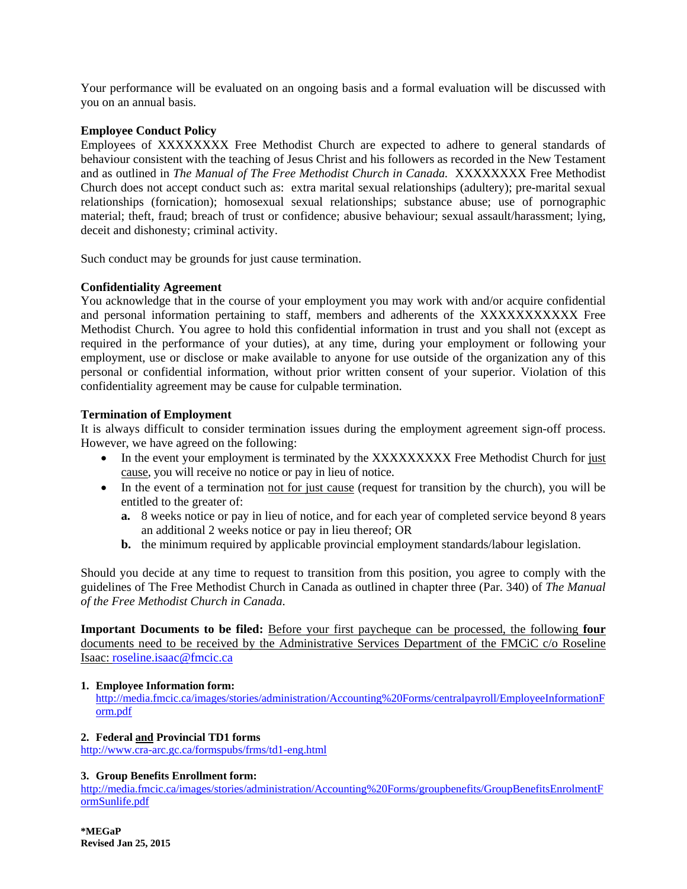Your performance will be evaluated on an ongoing basis and a formal evaluation will be discussed with you on an annual basis.

**Employee Conduct Policy**

Employees of XXXXXXXX Free Methodist Church are expected to adhere to general standards of behaviour consistent with the teaching of Jesus Christ and his followers as recorded in the New Testament and as outlined in *The Manual of The Free Methodist Church in Canada.* XXXXXXXX Free Methodist Church does not accept conduct such as: extra marital sexual relationships (adultery); pre-marital sexual relationships (fornication); homosexual sexual relationships; substance abuse; use of pornographic material; theft, fraud; breach of trust or confidence; abusive behaviour; sexual assault/harassment; lying, deceit and dishonesty; criminal activity.

Such conduct may be grounds for just cause termination.

**Confidentiality Agreement**

You acknowledge that in the course of your employment you may work with and/or acquire confidential and personal information pertaining to staff, members and adherents of the XXXXXXXXXXX Free Methodist Church. You agree to hold this confidential information in trust and you shall not (except as required in the performance of your duties), at any time, during your employment or following your employment, use or disclose or make available to anyone for use outside of the organization any of this personal or confidential information, without prior written consent of your superior. Violation of this confidentiality agreement may be cause for culpable termination.

**Termination of Employment**

It is always difficult to consider termination issues during the employment agreement sign-off process. However, we have agreed on the following:

- In the event your employment is terminated by the XXXXXXXXX Free Methodist Church for just cause, you will receive no notice or pay in lieu of notice.
- In the event of a termination not for just cause (request for transition by the church), you will be entitled to the greater of:
  - **a.** 8 weeks notice or pay in lieu of notice, and for each year of completed service beyond 8 years an additional 2 weeks notice or pay in lieu thereof; OR
  - **b.** the minimum required by applicable provincial employment standards/labour legislation.

Should you decide at any time to request to transition from this position, you agree to comply with the guidelines of The Free Methodist Church in Canada as outlined in chapter three (Par. 340) of *The Manual of the Free Methodist Church in Canada.*

**Important Documents to be filed:** Before your first paycheque can be processed, the following **four** documents need to be received by the Administrative Services Department of the FMCiC c/o Roseline Isaac: roseline.isaac@fmcic.ca

1. **Employee Information form:**
   http://media.fmcic.ca/images/stories/administration/Accounting%20Forms/centralpayroll/EmployeeInformationForm.pdf

2. **Federal and Provincial TD1 forms**
   http://www.cra-arc.gc.ca/formspubs/frms/td1-eng.html

3. **Group Benefits Enrollment form:**
   http://media.fmcic.ca/images/stories/administration/Accounting%20Forms/groupbenefits/GroupBenefitsEnrolmentFormSunlife.pdf

**\*MEGaP**
**Revised Jan 25, 2015**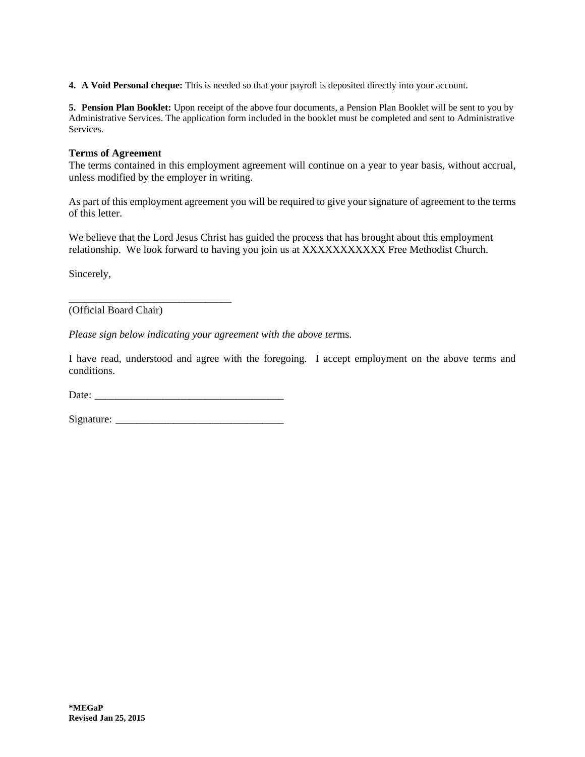**4. A Void Personal cheque:** This is needed so that your payroll is deposited directly into your account.

**5. Pension Plan Booklet:** Upon receipt of the above four documents, a Pension Plan Booklet will be sent to you by Administrative Services. The application form included in the booklet must be completed and sent to Administrative Services.

### Terms of Agreement

The terms contained in this employment agreement will continue on a year to year basis, without accrual, unless modified by the employer in writing.

As part of this employment agreement you will be required to give your signature of agreement to the terms of this letter.

We believe that the Lord Jesus Christ has guided the process that has brought about this employment relationship. We look forward to having you join us at XXXXXXXXXXX Free Methodist Church.

Sincerely,

______________________________
(Official Board Chair)

*Please sign below indicating your agreement with the above ter*ms.

I have read, understood and agree with the foregoing. I accept employment on the above terms and conditions.

Date: ___________________________________

Signature: _______________________________

**\*MEGaP**
**Revised Jan 25, 2015**